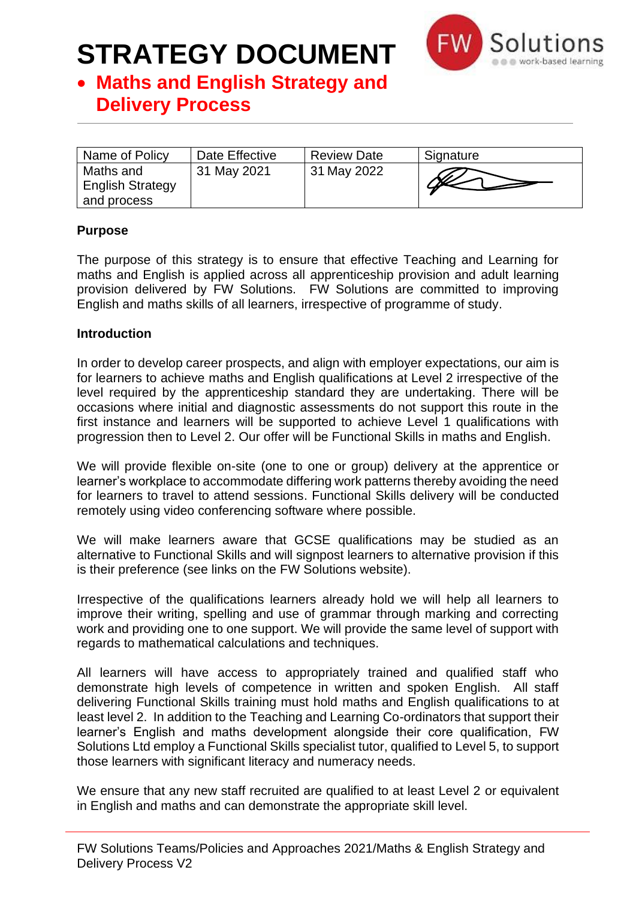# STRATEGY DOCUMENT

- **Maths and English Strategy and Delivery Process**

| Name of Policy | Date Effective | Review Date | Signature |
| --- | --- | --- | --- |
| Maths and English Strategy and process | 31 May 2021 | 31 May 2022 | |

**Purpose**

The purpose of this strategy is to ensure that effective Teaching and Learning for maths and English is applied across all apprenticeship provision and adult learning provision delivered by FW Solutions. FW Solutions are committed to improving English and maths skills of all learners, irrespective of programme of study.

**Introduction**

In order to develop career prospects, and align with employer expectations, our aim is for learners to achieve maths and English qualifications at Level 2 irrespective of the level required by the apprenticeship standard they are undertaking. There will be occasions where initial and diagnostic assessments do not support this route in the first instance and learners will be supported to achieve Level 1 qualifications with progression then to Level 2. Our offer will be Functional Skills in maths and English.

We will provide flexible on-site (one to one or group) delivery at the apprentice or learner's workplace to accommodate differing work patterns thereby avoiding the need for learners to travel to attend sessions. Functional Skills delivery will be conducted remotely using video conferencing software where possible.

We will make learners aware that GCSE qualifications may be studied as an alternative to Functional Skills and will signpost learners to alternative provision if this is their preference (see links on the FW Solutions website).

Irrespective of the qualifications learners already hold we will help all learners to improve their writing, spelling and use of grammar through marking and correcting work and providing one to one support. We will provide the same level of support with regards to mathematical calculations and techniques.

All learners will have access to appropriately trained and qualified staff who demonstrate high levels of competence in written and spoken English. All staff delivering Functional Skills training must hold maths and English qualifications to at least level 2. In addition to the Teaching and Learning Co-ordinators that support their learner's English and maths development alongside their core qualification, FW Solutions Ltd employ a Functional Skills specialist tutor, qualified to Level 5, to support those learners with significant literacy and numeracy needs.

We ensure that any new staff recruited are qualified to at least Level 2 or equivalent in English and maths and can demonstrate the appropriate skill level.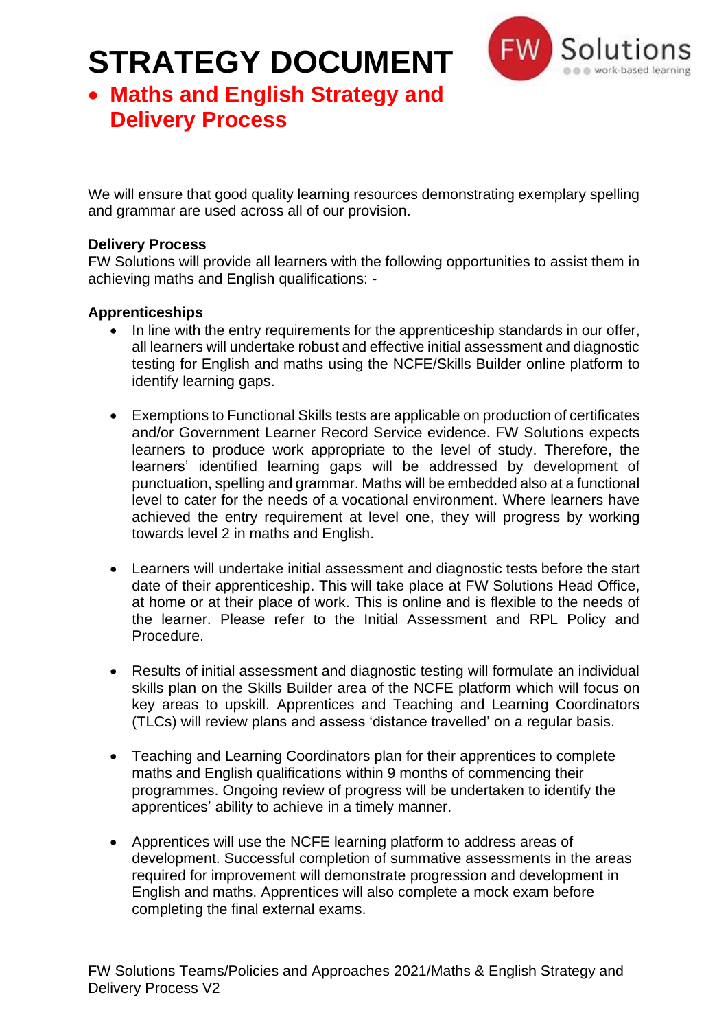We will ensure that good quality learning resources demonstrating exemplary spelling and grammar are used across all of our provision.

**Delivery Process**

FW Solutions will provide all learners with the following opportunities to assist them in achieving maths and English qualifications: -

**Apprenticeships**

- In line with the entry requirements for the apprenticeship standards in our offer, all learners will undertake robust and effective initial assessment and diagnostic testing for English and maths using the NCFE/Skills Builder online platform to identify learning gaps.

- Exemptions to Functional Skills tests are applicable on production of certificates and/or Government Learner Record Service evidence. FW Solutions expects learners to produce work appropriate to the level of study. Therefore, the learners' identified learning gaps will be addressed by development of punctuation, spelling and grammar. Maths will be embedded also at a functional level to cater for the needs of a vocational environment. Where learners have achieved the entry requirement at level one, they will progress by working towards level 2 in maths and English.

- Learners will undertake initial assessment and diagnostic tests before the start date of their apprenticeship. This will take place at FW Solutions Head Office, at home or at their place of work. This is online and is flexible to the needs of the learner. Please refer to the Initial Assessment and RPL Policy and Procedure.

- Results of initial assessment and diagnostic testing will formulate an individual skills plan on the Skills Builder area of the NCFE platform which will focus on key areas to upskill. Apprentices and Teaching and Learning Coordinators (TLCs) will review plans and assess 'distance travelled' on a regular basis.

- Teaching and Learning Coordinators plan for their apprentices to complete maths and English qualifications within 9 months of commencing their programmes. Ongoing review of progress will be undertaken to identify the apprentices' ability to achieve in a timely manner.

- Apprentices will use the NCFE learning platform to address areas of development. Successful completion of summative assessments in the areas required for improvement will demonstrate progression and development in English and maths. Apprentices will also complete a mock exam before completing the final external exams.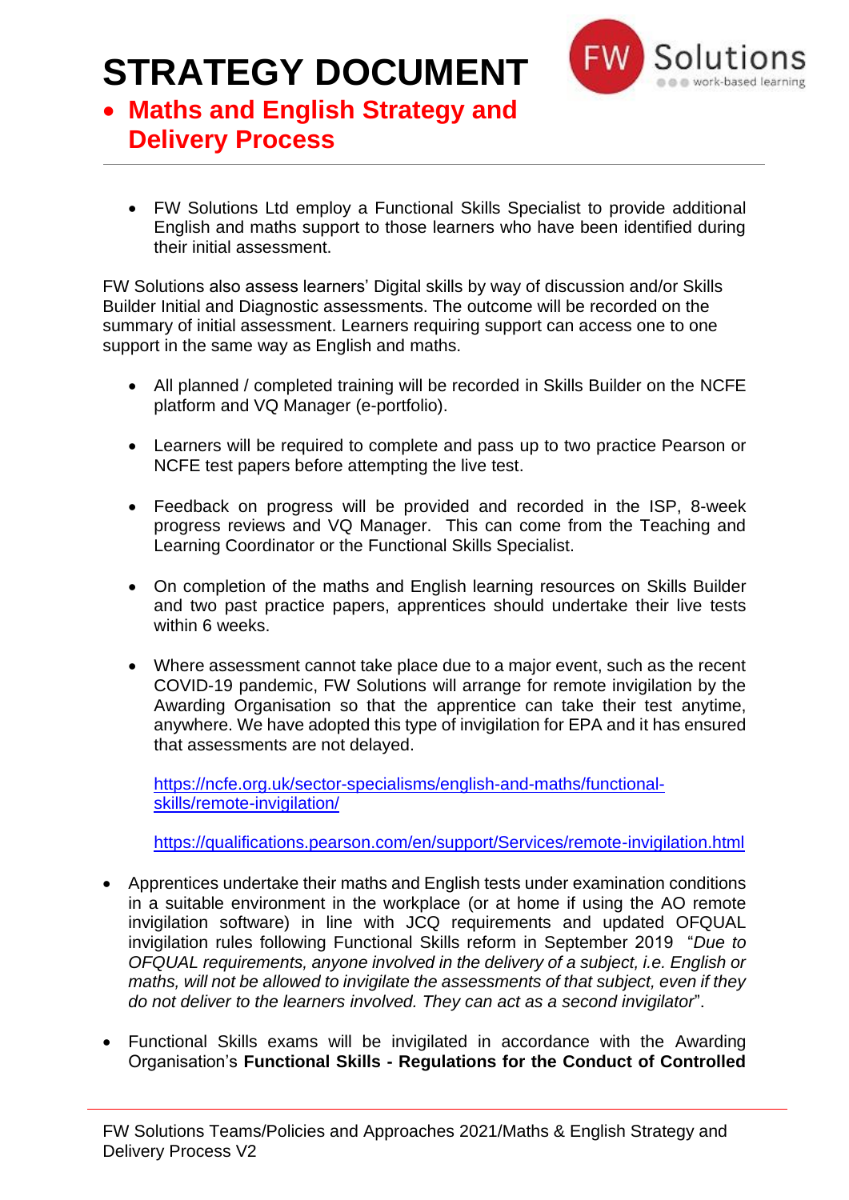# STRATEGY DOCUMENT

- **Maths and English Strategy and Delivery Process**

---

- FW Solutions Ltd employ a Functional Skills Specialist to provide additional English and maths support to those learners who have been identified during their initial assessment.

FW Solutions also assess learners' Digital skills by way of discussion and/or Skills Builder Initial and Diagnostic assessments. The outcome will be recorded on the summary of initial assessment. Learners requiring support can access one to one support in the same way as English and maths.

- All planned / completed training will be recorded in Skills Builder on the NCFE platform and VQ Manager (e-portfolio).

- Learners will be required to complete and pass up to two practice Pearson or NCFE test papers before attempting the live test.

- Feedback on progress will be provided and recorded in the ISP, 8-week progress reviews and VQ Manager. This can come from the Teaching and Learning Coordinator or the Functional Skills Specialist.

- On completion of the maths and English learning resources on Skills Builder and two past practice papers, apprentices should undertake their live tests within 6 weeks.

- Where assessment cannot take place due to a major event, such as the recent COVID-19 pandemic, FW Solutions will arrange for remote invigilation by the Awarding Organisation so that the apprentice can take their test anytime, anywhere. We have adopted this type of invigilation for EPA and it has ensured that assessments are not delayed.

  https://ncfe.org.uk/sector-specialisms/english-and-maths/functional-skills/remote-invigilation/

  https://qualifications.pearson.com/en/support/Services/remote-invigilation.html

- Apprentices undertake their maths and English tests under examination conditions in a suitable environment in the workplace (or at home if using the AO remote invigilation software) in line with JCQ requirements and updated OFQUAL invigilation rules following Functional Skills reform in September 2019 "*Due to OFQUAL requirements, anyone involved in the delivery of a subject, i.e. English or maths, will not be allowed to invigilate the assessments of that subject, even if they do not deliver to the learners involved. They can act as a second invigilator*".

- Functional Skills exams will be invigilated in accordance with the Awarding Organisation's **Functional Skills - Regulations for the Conduct of Controlled**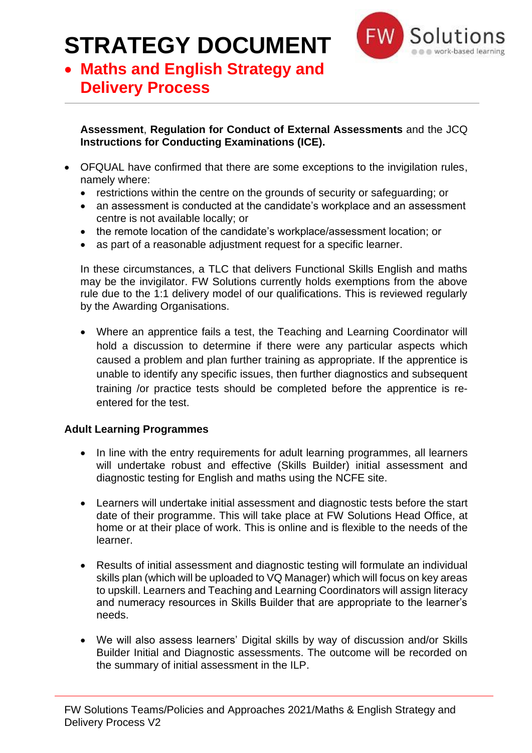**Assessment**, **Regulation for Conduct of External Assessments** and the JCQ **Instructions for Conducting Examinations (ICE).**

- OFQUAL have confirmed that there are some exceptions to the invigilation rules, namely where:
  - restrictions within the centre on the grounds of security or safeguarding; or
  - an assessment is conducted at the candidate's workplace and an assessment centre is not available locally; or
  - the remote location of the candidate's workplace/assessment location; or
  - as part of a reasonable adjustment request for a specific learner.

  In these circumstances, a TLC that delivers Functional Skills English and maths may be the invigilator. FW Solutions currently holds exemptions from the above rule due to the 1:1 delivery model of our qualifications. This is reviewed regularly by the Awarding Organisations.

  - Where an apprentice fails a test, the Teaching and Learning Coordinator will hold a discussion to determine if there were any particular aspects which caused a problem and plan further training as appropriate. If the apprentice is unable to identify any specific issues, then further diagnostics and subsequent training /or practice tests should be completed before the apprentice is re-entered for the test.

**Adult Learning Programmes**

- In line with the entry requirements for adult learning programmes, all learners will undertake robust and effective (Skills Builder) initial assessment and diagnostic testing for English and maths using the NCFE site.

- Learners will undertake initial assessment and diagnostic tests before the start date of their programme. This will take place at FW Solutions Head Office, at home or at their place of work. This is online and is flexible to the needs of the learner.

- Results of initial assessment and diagnostic testing will formulate an individual skills plan (which will be uploaded to VQ Manager) which will focus on key areas to upskill. Learners and Teaching and Learning Coordinators will assign literacy and numeracy resources in Skills Builder that are appropriate to the learner's needs.

- We will also assess learners' Digital skills by way of discussion and/or Skills Builder Initial and Diagnostic assessments. The outcome will be recorded on the summary of initial assessment in the ILP.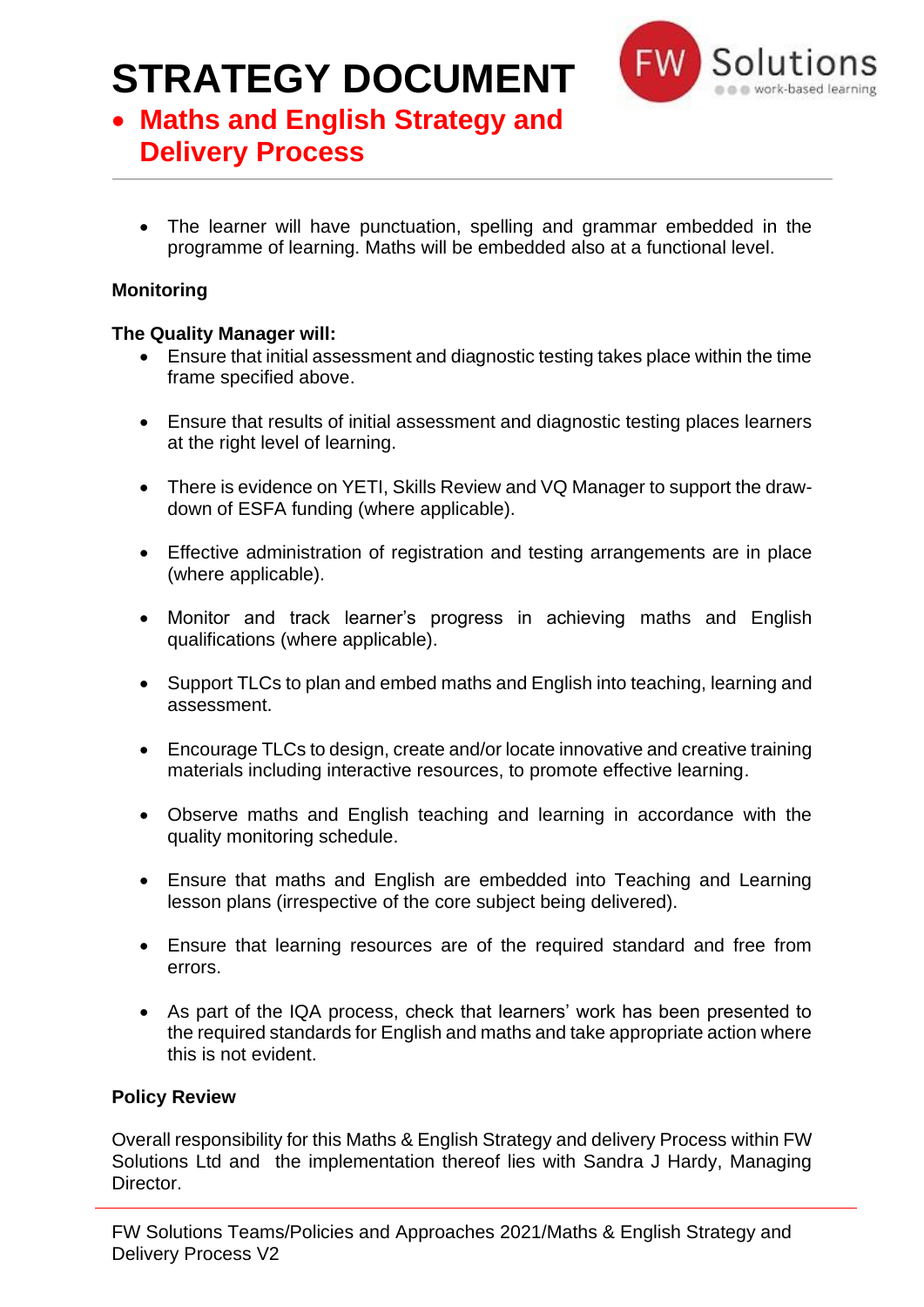- The learner will have punctuation, spelling and grammar embedded in the programme of learning. Maths will be embedded also at a functional level.

**Monitoring**

**The Quality Manager will:**

- Ensure that initial assessment and diagnostic testing takes place within the time frame specified above.
- Ensure that results of initial assessment and diagnostic testing places learners at the right level of learning.
- There is evidence on YETI, Skills Review and VQ Manager to support the draw-down of ESFA funding (where applicable).
- Effective administration of registration and testing arrangements are in place (where applicable).
- Monitor and track learner's progress in achieving maths and English qualifications (where applicable).
- Support TLCs to plan and embed maths and English into teaching, learning and assessment.
- Encourage TLCs to design, create and/or locate innovative and creative training materials including interactive resources, to promote effective learning.
- Observe maths and English teaching and learning in accordance with the quality monitoring schedule.
- Ensure that maths and English are embedded into Teaching and Learning lesson plans (irrespective of the core subject being delivered).
- Ensure that learning resources are of the required standard and free from errors.
- As part of the IQA process, check that learners' work has been presented to the required standards for English and maths and take appropriate action where this is not evident.

**Policy Review**

Overall responsibility for this Maths & English Strategy and delivery Process within FW Solutions Ltd and the implementation thereof lies with Sandra J Hardy, Managing Director.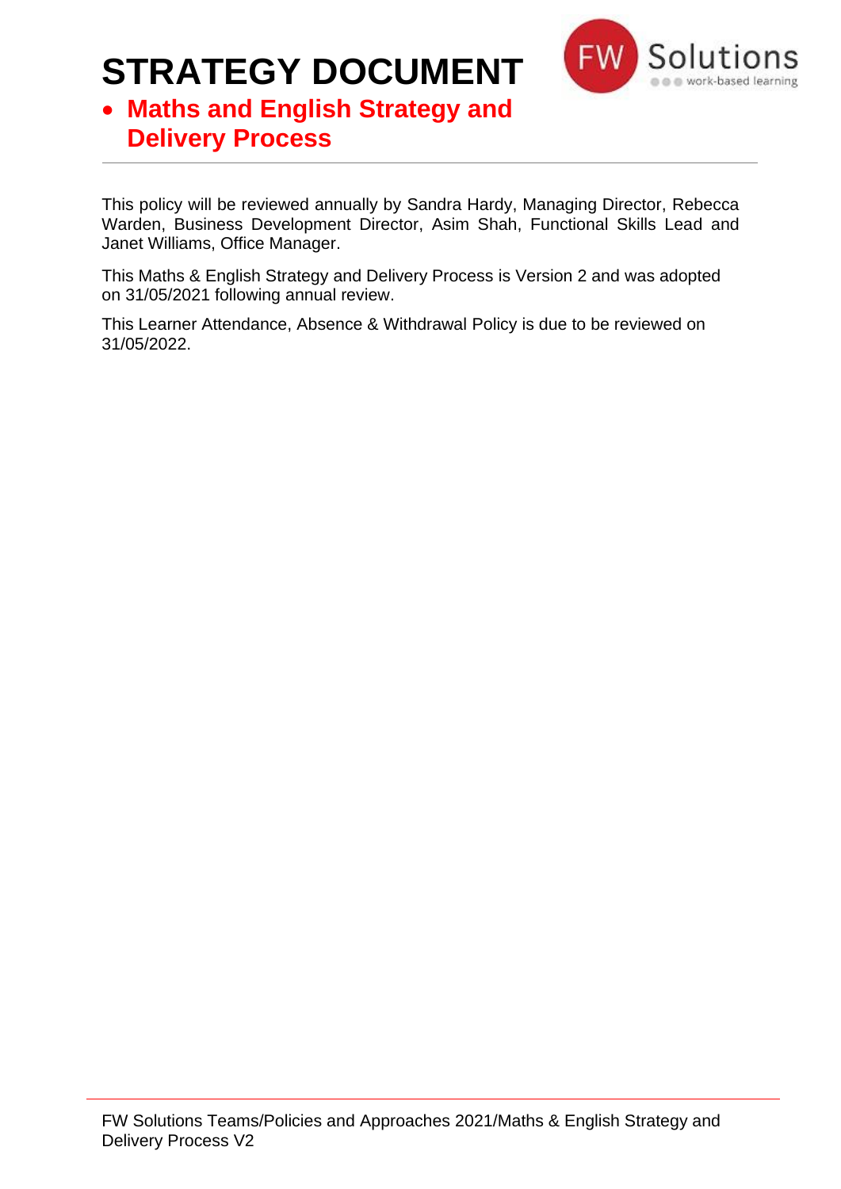# STRATEGY DOCUMENT

- **Maths and English Strategy and Delivery Process**

This policy will be reviewed annually by Sandra Hardy, Managing Director, Rebecca Warden, Business Development Director, Asim Shah, Functional Skills Lead and Janet Williams, Office Manager.

This Maths & English Strategy and Delivery Process is Version 2 and was adopted on 31/05/2021 following annual review.

This Learner Attendance, Absence & Withdrawal Policy is due to be reviewed on 31/05/2022.